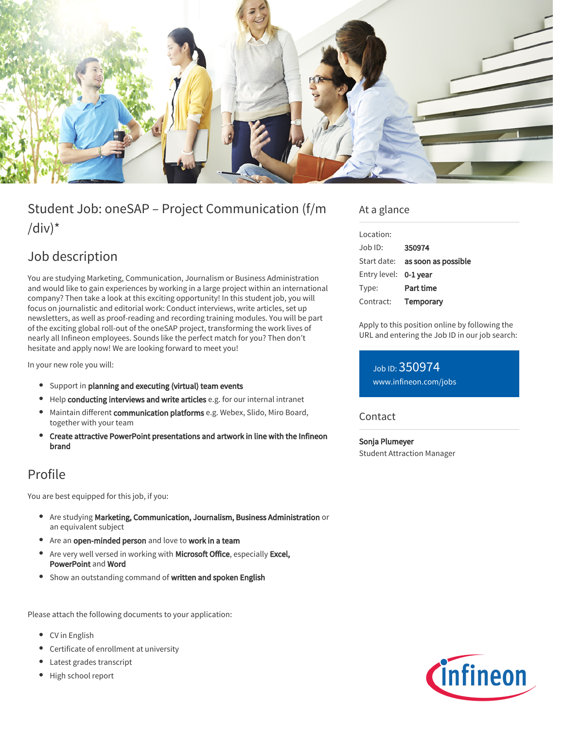# Student Job: oneSAP – Project Communication (f/m/div)*

## Job description

You are studying Marketing, Communication, Journalism or Business Administration and would like to gain experiences by working in a large project within an international company? Then take a look at this exciting opportunity! In this student job, you will focus on journalistic and editorial work: Conduct interviews, write articles, set up newsletters, as well as proof-reading and recording training modules. You will be part of the exciting global roll-out of the oneSAP project, transforming the work lives of nearly all Infineon employees. Sounds like the perfect match for you? Then don't hesitate and apply now! We are looking forward to meet you!

In your new role you will:

- Support in **planning and executing (virtual) team events**
- Help **conducting interviews and write articles** e.g. for our internal intranet
- Maintain different **communication platforms** e.g. Webex, Slido, Miro Board, together with your team
- **Create attractive PowerPoint presentations and artwork in line with the Infineon brand**

## Profile

You are best equipped for this job, if you:

- Are studying **Marketing, Communication, Journalism, Business Administration** or an equivalent subject
- Are an **open-minded person** and love to **work in a team**
- Are very well versed in working with **Microsoft Office**, especially **Excel, PowerPoint** and **Word**
- Show an outstanding command of **written and spoken English**

Please attach the following documents to your application:

- CV in English
- Certificate of enrollment at university
- Latest grades transcript
- High school report

## At a glance

| | |
|---|---|
| Location: | |
| Job ID: | **350974** |
| Start date: | **as soon as possible** |
| Entry level: | **0-1 year** |
| Type: | **Part time** |
| Contract: | **Temporary** |

Apply to this position online by following the URL and entering the Job ID in our job search:

Job ID: 350974
www.infineon.com/jobs

## Contact

**Sonja Plumeyer**
Student Attraction Manager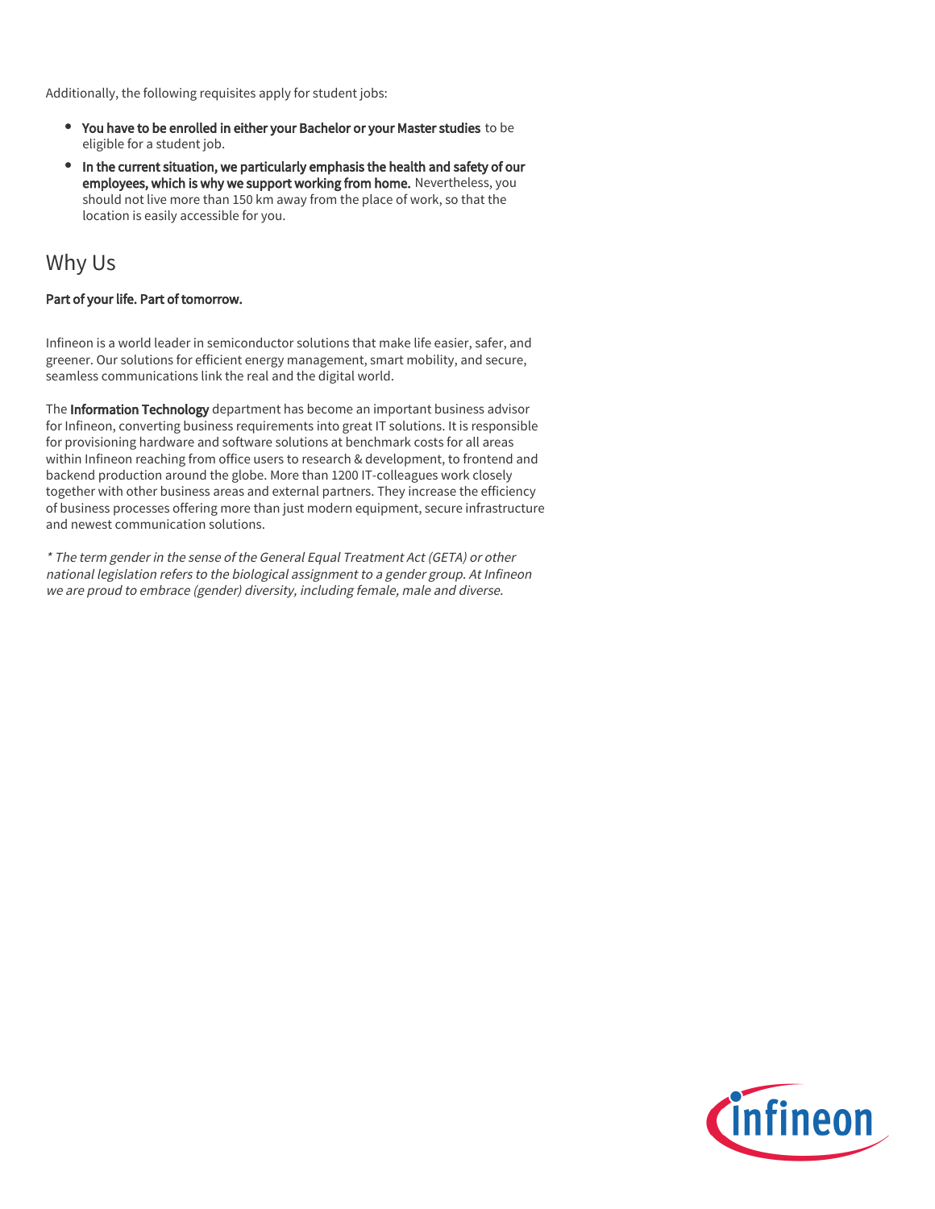Additionally, the following requisites apply for student jobs:

- **You have to be enrolled in either your Bachelor or your Master studies** to be eligible for a student job.
- **In the current situation, we particularly emphasis the health and safety of our employees, which is why we support working from home.** Nevertheless, you should not live more than 150 km away from the place of work, so that the location is easily accessible for you.

## Why Us

**Part of your life. Part of tomorrow.**

Infineon is a world leader in semiconductor solutions that make life easier, safer, and greener. Our solutions for efficient energy management, smart mobility, and secure, seamless communications link the real and the digital world.

The **Information Technology** department has become an important business advisor for Infineon, converting business requirements into great IT solutions. It is responsible for provisioning hardware and software solutions at benchmark costs for all areas within Infineon reaching from office users to research & development, to frontend and backend production around the globe. More than 1200 IT-colleagues work closely together with other business areas and external partners. They increase the efficiency of business processes offering more than just modern equipment, secure infrastructure and newest communication solutions.

*\* The term gender in the sense of the General Equal Treatment Act (GETA) or other national legislation refers to the biological assignment to a gender group. At Infineon we are proud to embrace (gender) diversity, including female, male and diverse.*